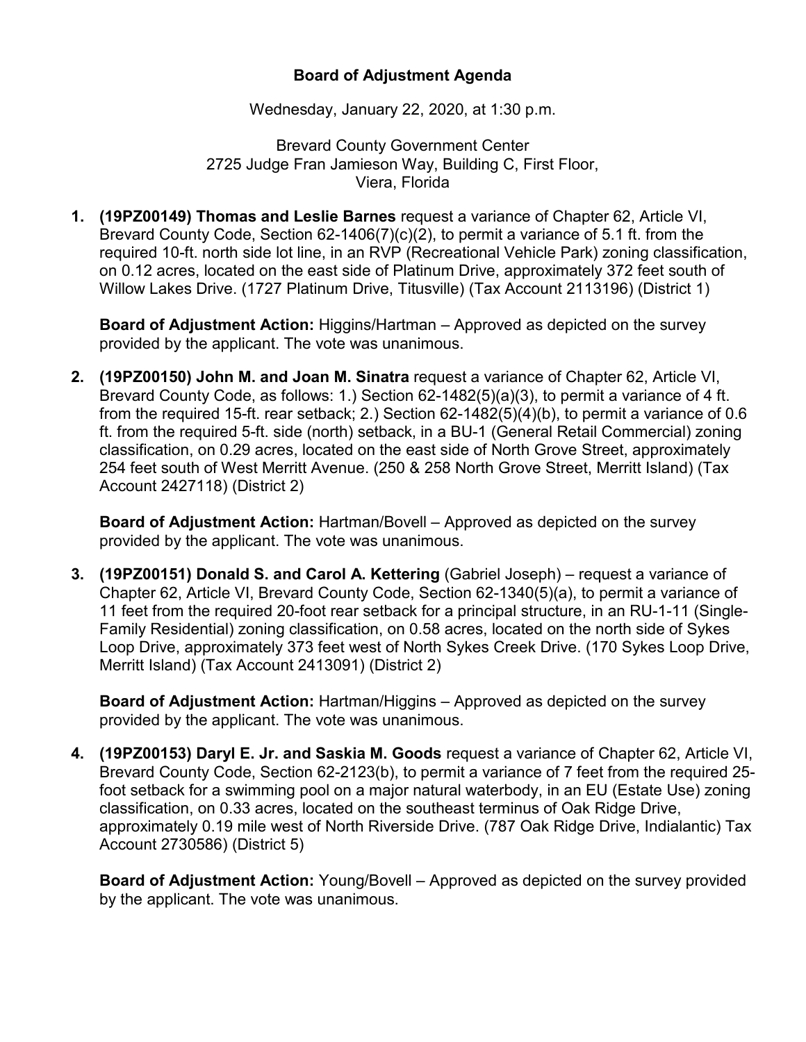# Board of Adjustment Agenda

Wednesday, January 22, 2020, at 1:30 p.m.

Brevard County Government Center
2725 Judge Fran Jamieson Way, Building C, First Floor,
Viera, Florida

1. **(19PZ00149) Thomas and Leslie Barnes** request a variance of Chapter 62, Article VI, Brevard County Code, Section 62-1406(7)(c)(2), to permit a variance of 5.1 ft. from the required 10-ft. north side lot line, in an RVP (Recreational Vehicle Park) zoning classification, on 0.12 acres, located on the east side of Platinum Drive, approximately 372 feet south of Willow Lakes Drive. (1727 Platinum Drive, Titusville) (Tax Account 2113196) (District 1)

   **Board of Adjustment Action:** Higgins/Hartman – Approved as depicted on the survey provided by the applicant. The vote was unanimous.

2. **(19PZ00150) John M. and Joan M. Sinatra** request a variance of Chapter 62, Article VI, Brevard County Code, as follows: 1.) Section 62-1482(5)(a)(3), to permit a variance of 4 ft. from the required 15-ft. rear setback; 2.) Section 62-1482(5)(4)(b), to permit a variance of 0.6 ft. from the required 5-ft. side (north) setback, in a BU-1 (General Retail Commercial) zoning classification, on 0.29 acres, located on the east side of North Grove Street, approximately 254 feet south of West Merritt Avenue. (250 & 258 North Grove Street, Merritt Island) (Tax Account 2427118) (District 2)

   **Board of Adjustment Action:** Hartman/Bovell – Approved as depicted on the survey provided by the applicant. The vote was unanimous.

3. **(19PZ00151) Donald S. and Carol A. Kettering** (Gabriel Joseph) – request a variance of Chapter 62, Article VI, Brevard County Code, Section 62-1340(5)(a), to permit a variance of 11 feet from the required 20-foot rear setback for a principal structure, in an RU-1-11 (Single-Family Residential) zoning classification, on 0.58 acres, located on the north side of Sykes Loop Drive, approximately 373 feet west of North Sykes Creek Drive. (170 Sykes Loop Drive, Merritt Island) (Tax Account 2413091) (District 2)

   **Board of Adjustment Action:** Hartman/Higgins – Approved as depicted on the survey provided by the applicant. The vote was unanimous.

4. **(19PZ00153) Daryl E. Jr. and Saskia M. Goods** request a variance of Chapter 62, Article VI, Brevard County Code, Section 62-2123(b), to permit a variance of 7 feet from the required 25-foot setback for a swimming pool on a major natural waterbody, in an EU (Estate Use) zoning classification, on 0.33 acres, located on the southeast terminus of Oak Ridge Drive, approximately 0.19 mile west of North Riverside Drive. (787 Oak Ridge Drive, Indialantic) Tax Account 2730586) (District 5)

   **Board of Adjustment Action:** Young/Bovell – Approved as depicted on the survey provided by the applicant. The vote was unanimous.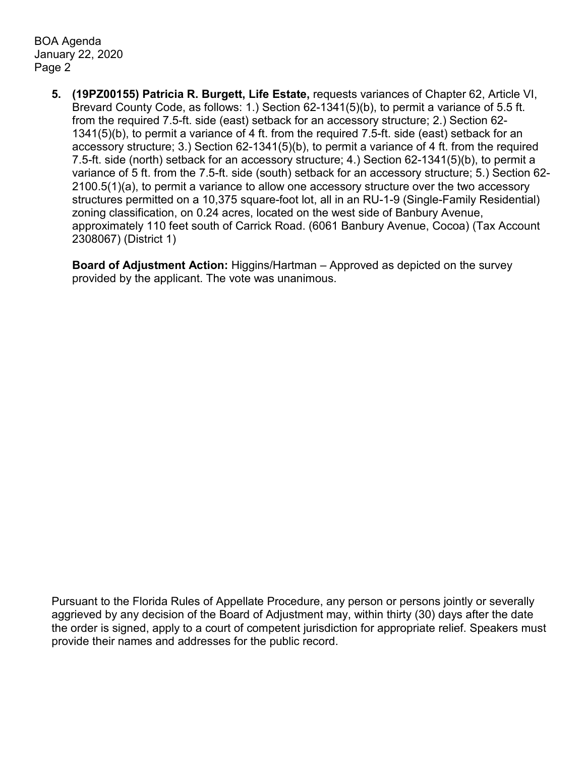5. **(19PZ00155) Patricia R. Burgett, Life Estate,** requests variances of Chapter 62, Article VI, Brevard County Code, as follows: 1.) Section 62-1341(5)(b), to permit a variance of 5.5 ft. from the required 7.5-ft. side (east) setback for an accessory structure; 2.) Section 62-1341(5)(b), to permit a variance of 4 ft. from the required 7.5-ft. side (east) setback for an accessory structure; 3.) Section 62-1341(5)(b), to permit a variance of 4 ft. from the required 7.5-ft. side (north) setback for an accessory structure; 4.) Section 62-1341(5)(b), to permit a variance of 5 ft. from the 7.5-ft. side (south) setback for an accessory structure; 5.) Section 62-2100.5(1)(a), to permit a variance to allow one accessory structure over the two accessory structures permitted on a 10,375 square-foot lot, all in an RU-1-9 (Single-Family Residential) zoning classification, on 0.24 acres, located on the west side of Banbury Avenue, approximately 110 feet south of Carrick Road. (6061 Banbury Avenue, Cocoa) (Tax Account 2308067) (District 1)

   **Board of Adjustment Action:** Higgins/Hartman – Approved as depicted on the survey provided by the applicant. The vote was unanimous.

Pursuant to the Florida Rules of Appellate Procedure, any person or persons jointly or severally aggrieved by any decision of the Board of Adjustment may, within thirty (30) days after the date the order is signed, apply to a court of competent jurisdiction for appropriate relief. Speakers must provide their names and addresses for the public record.